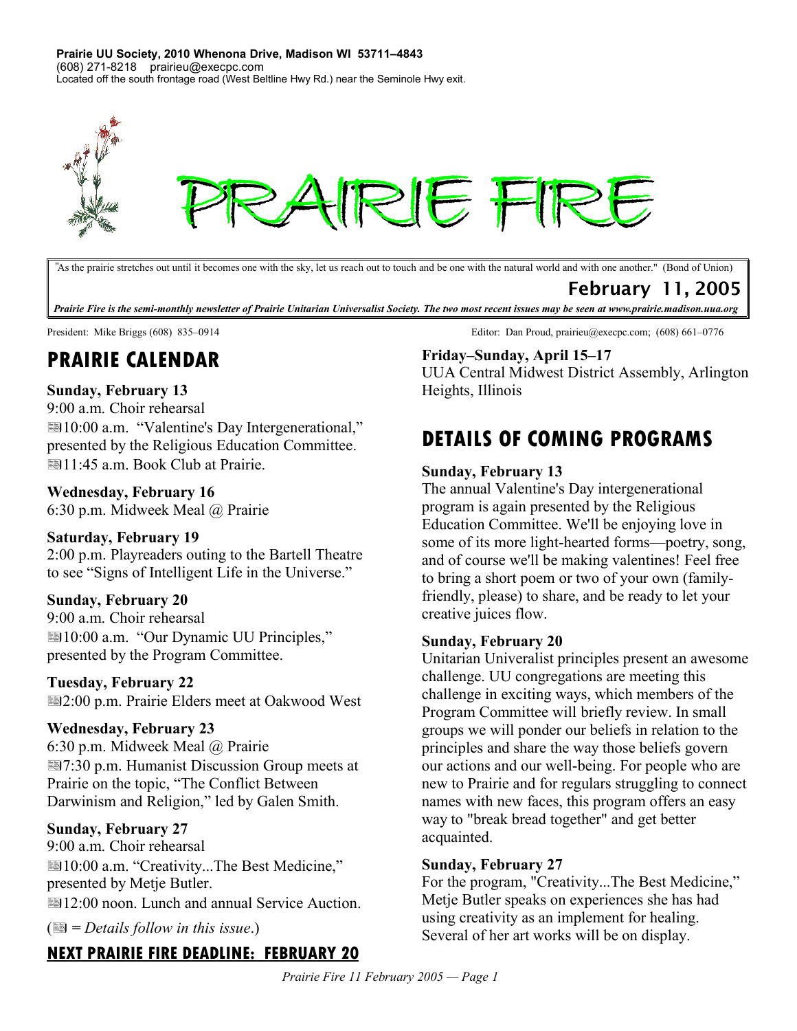**Prairie UU Society, 2010 Whenona Drive, Madison WI 53711–4843**
(608) 271-8218 prairieu@execpc.com
Located off the south frontage road (West Beltline Hwy Rd.) near the Seminole Hwy exit.

# PRAIRIE FIRE

"As the prairie stretches out until it becomes one with the sky, let us reach out to touch and be one with the natural world and with one another." (Bond of Union)

**February 11, 2005**

***Prairie Fire is the semi-monthly newsletter of Prairie Unitarian Universalist Society. The two most recent issues may be seen at www.prairie.madison.uua.org***

President: Mike Briggs (608) 835–0914

Editor: Dan Proud, prairieu@execpc.com; (608) 661–0776

## PRAIRIE CALENDAR

**Sunday, February 13**
9:00 a.m. Choir rehearsal
📰10:00 a.m. "Valentine's Day Intergenerational," presented by the Religious Education Committee.
📰11:45 a.m. Book Club at Prairie.

**Wednesday, February 16**
6:30 p.m. Midweek Meal @ Prairie

**Saturday, February 19**
2:00 p.m. Playreaders outing to the Bartell Theatre to see "Signs of Intelligent Life in the Universe."

**Sunday, February 20**
9:00 a.m. Choir rehearsal
📰10:00 a.m. "Our Dynamic UU Principles," presented by the Program Committee.

**Tuesday, February 22**
📰2:00 p.m. Prairie Elders meet at Oakwood West

**Wednesday, February 23**
6:30 p.m. Midweek Meal @ Prairie
📰7:30 p.m. Humanist Discussion Group meets at Prairie on the topic, "The Conflict Between Darwinism and Religion," led by Galen Smith.

**Sunday, February 27**
9:00 a.m. Choir rehearsal
📰10:00 a.m. "Creativity...The Best Medicine," presented by Metje Butler.
📰12:00 noon. Lunch and annual Service Auction.

(📰 = *Details follow in this issue*.)

**<u>NEXT PRAIRIE FIRE DEADLINE: FEBRUARY 20</u>**

**Friday–Sunday, April 15–17**
UUA Central Midwest District Assembly, Arlington Heights, Illinois

## DETAILS OF COMING PROGRAMS

**Sunday, February 13**
The annual Valentine's Day intergenerational program is again presented by the Religious Education Committee. We'll be enjoying love in some of its more light-hearted forms—poetry, song, and of course we'll be making valentines! Feel free to bring a short poem or two of your own (family-friendly, please) to share, and be ready to let your creative juices flow.

**Sunday, February 20**
Unitarian Univeralist principles present an awesome challenge. UU congregations are meeting this challenge in exciting ways, which members of the Program Committee will briefly review. In small groups we will ponder our beliefs in relation to the principles and share the way those beliefs govern our actions and our well-being. For people who are new to Prairie and for regulars struggling to connect names with new faces, this program offers an easy way to "break bread together" and get better acquainted.

**Sunday, February 27**
For the program, "Creativity...The Best Medicine," Metje Butler speaks on experiences she has had using creativity as an implement for healing. Several of her art works will be on display.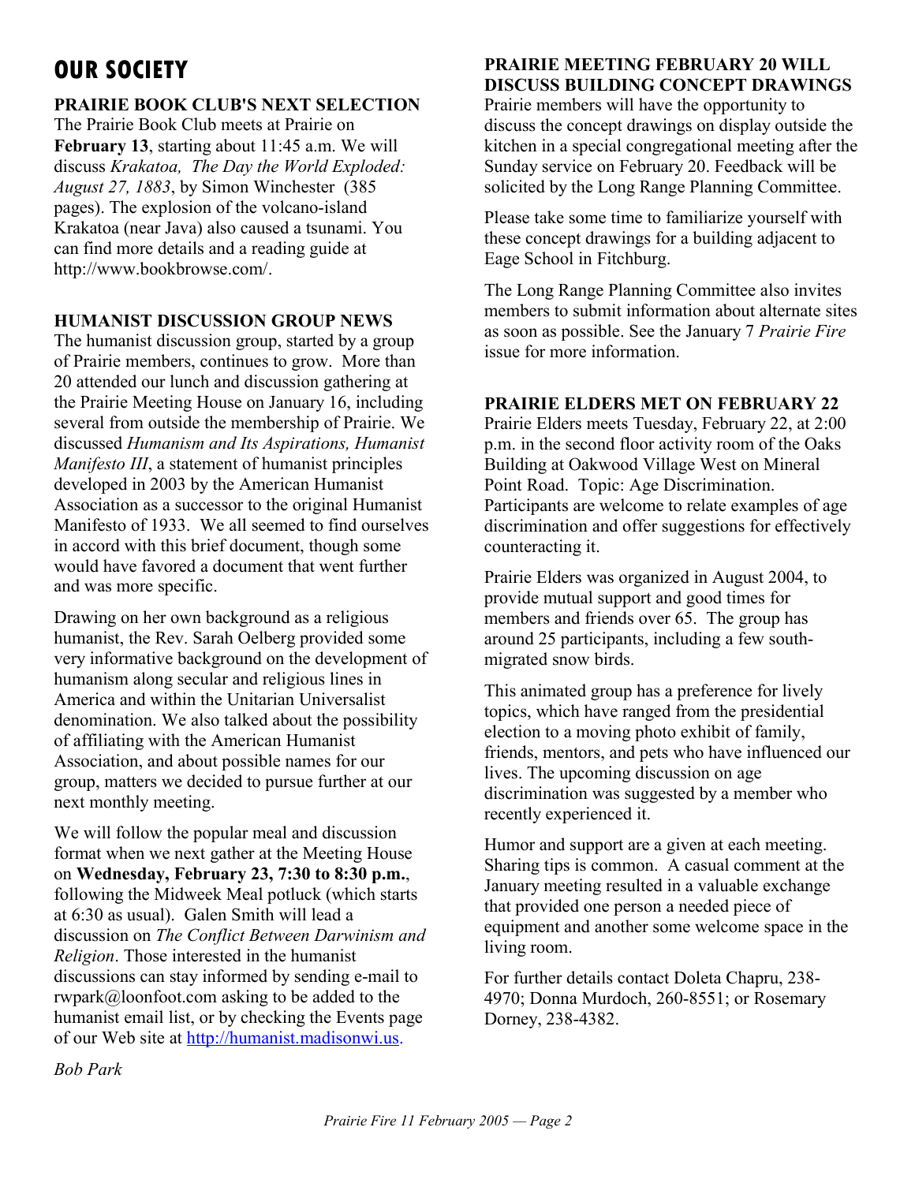# OUR SOCIETY

## PRAIRIE BOOK CLUB'S NEXT SELECTION

The Prairie Book Club meets at Prairie on **February 13**, starting about 11:45 a.m. We will discuss *Krakatoa, The Day the World Exploded: August 27, 1883*, by Simon Winchester (385 pages). The explosion of the volcano-island Krakatoa (near Java) also caused a tsunami. You can find more details and a reading guide at http://www.bookbrowse.com/.

## HUMANIST DISCUSSION GROUP NEWS

The humanist discussion group, started by a group of Prairie members, continues to grow. More than 20 attended our lunch and discussion gathering at the Prairie Meeting House on January 16, including several from outside the membership of Prairie. We discussed *Humanism and Its Aspirations, Humanist Manifesto III*, a statement of humanist principles developed in 2003 by the American Humanist Association as a successor to the original Humanist Manifesto of 1933. We all seemed to find ourselves in accord with this brief document, though some would have favored a document that went further and was more specific.

Drawing on her own background as a religious humanist, the Rev. Sarah Oelberg provided some very informative background on the development of humanism along secular and religious lines in America and within the Unitarian Universalist denomination. We also talked about the possibility of affiliating with the American Humanist Association, and about possible names for our group, matters we decided to pursue further at our next monthly meeting.

We will follow the popular meal and discussion format when we next gather at the Meeting House on **Wednesday, February 23, 7:30 to 8:30 p.m.**, following the Midweek Meal potluck (which starts at 6:30 as usual). Galen Smith will lead a discussion on *The Conflict Between Darwinism and Religion*. Those interested in the humanist discussions can stay informed by sending e-mail to rwpark@loonfoot.com asking to be added to the humanist email list, or by checking the Events page of our Web site at http://humanist.madisonwi.us.

*Bob Park*

## PRAIRIE MEETING FEBRUARY 20 WILL DISCUSS BUILDING CONCEPT DRAWINGS

Prairie members will have the opportunity to discuss the concept drawings on display outside the kitchen in a special congregational meeting after the Sunday service on February 20. Feedback will be solicited by the Long Range Planning Committee.

Please take some time to familiarize yourself with these concept drawings for a building adjacent to Eage School in Fitchburg.

The Long Range Planning Committee also invites members to submit information about alternate sites as soon as possible. See the January 7 *Prairie Fire* issue for more information.

## PRAIRIE ELDERS MET ON FEBRUARY 22

Prairie Elders meets Tuesday, February 22, at 2:00 p.m. in the second floor activity room of the Oaks Building at Oakwood Village West on Mineral Point Road. Topic: Age Discrimination. Participants are welcome to relate examples of age discrimination and offer suggestions for effectively counteracting it.

Prairie Elders was organized in August 2004, to provide mutual support and good times for members and friends over 65. The group has around 25 participants, including a few south-migrated snow birds.

This animated group has a preference for lively topics, which have ranged from the presidential election to a moving photo exhibit of family, friends, mentors, and pets who have influenced our lives. The upcoming discussion on age discrimination was suggested by a member who recently experienced it.

Humor and support are a given at each meeting. Sharing tips is common. A casual comment at the January meeting resulted in a valuable exchange that provided one person a needed piece of equipment and another some welcome space in the living room.

For further details contact Doleta Chapru, 238-4970; Donna Murdoch, 260-8551; or Rosemary Dorney, 238-4382.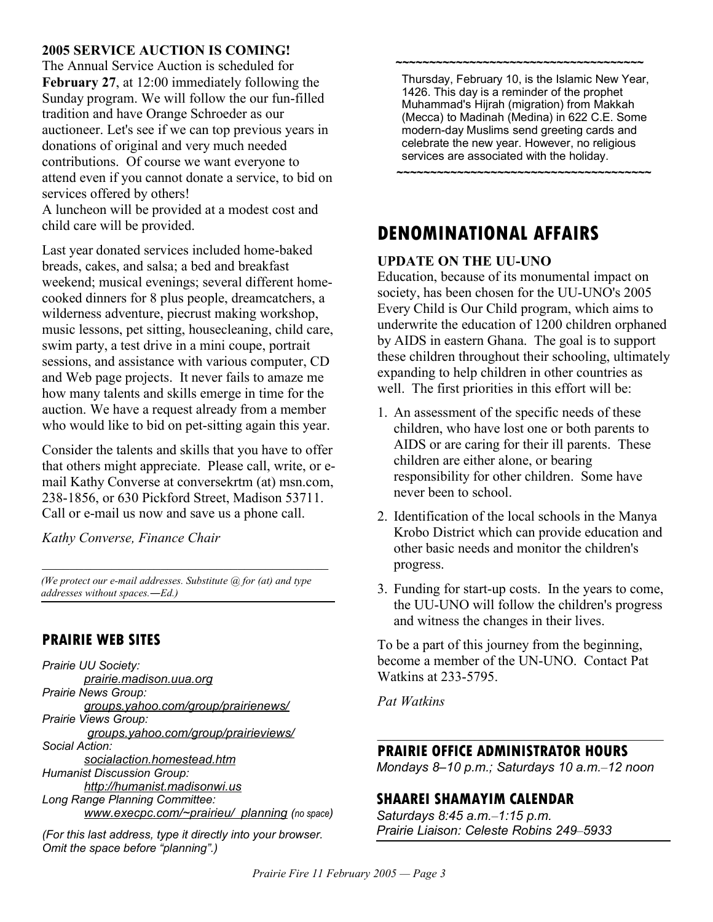**2005 SERVICE AUCTION IS COMING!**

The Annual Service Auction is scheduled for **February 27**, at 12:00 immediately following the Sunday program. We will follow the our fun-filled tradition and have Orange Schroeder as our auctioneer. Let's see if we can top previous years in donations of original and very much needed contributions. Of course we want everyone to attend even if you cannot donate a service, to bid on services offered by others!

A luncheon will be provided at a modest cost and child care will be provided.

Last year donated services included home-baked breads, cakes, and salsa; a bed and breakfast weekend; musical evenings; several different home-cooked dinners for 8 plus people, dreamcatchers, a wilderness adventure, piecrust making workshop, music lessons, pet sitting, housecleaning, child care, swim party, a test drive in a mini coupe, portrait sessions, and assistance with various computer, CD and Web page projects. It never fails to amaze me how many talents and skills emerge in time for the auction. We have a request already from a member who would like to bid on pet-sitting again this year.

Consider the talents and skills that you have to offer that others might appreciate. Please call, write, or e-mail Kathy Converse at conversekrtm (at) msn.com, 238-1856, or 630 Pickford Street, Madison 53711. Call or e-mail us now and save us a phone call.

*Kathy Converse, Finance Chair*

---

*(We protect our e-mail addresses. Substitute @ for (at) and type addresses without spaces.—Ed.)*

## PRAIRIE WEB SITES

*Prairie UU Society:*
*prairie.madison.uua.org*
*Prairie News Group:*
*groups.yahoo.com/group/prairienews/*
*Prairie Views Group:*
*groups.yahoo.com/group/prairieviews/*
*Social Action:*
*socialaction.homestead.htm*
*Humanist Discussion Group:*
*http://humanist.madisonwi.us*
*Long Range Planning Committee:*
*www.execpc.com/~prairieu/ planning (no space)*

*(For this last address, type it directly into your browser. Omit the space before "planning".)*

~~~~~~~~~~~~~~~~~~~~~~~~~~~~~~~~~~~~~~~~

Thursday, February 10, is the Islamic New Year, 1426. This day is a reminder of the prophet Muhammad's Hijrah (migration) from Makkah (Mecca) to Madinah (Medina) in 622 C.E. Some modern-day Muslims send greeting cards and celebrate the new year. However, no religious services are associated with the holiday.

~~~~~~~~~~~~~~~~~~~~~~~~~~~~~~~~~~~~~~~~

# DENOMINATIONAL AFFAIRS

**UPDATE ON THE UU-UNO**

Education, because of its monumental impact on society, has been chosen for the UU-UNO's 2005 Every Child is Our Child program, which aims to underwrite the education of 1200 children orphaned by AIDS in eastern Ghana. The goal is to support these children throughout their schooling, ultimately expanding to help children in other countries as well. The first priorities in this effort will be:

1. An assessment of the specific needs of these children, who have lost one or both parents to AIDS or are caring for their ill parents. These children are either alone, or bearing responsibility for other children. Some have never been to school.
2. Identification of the local schools in the Manya Krobo District which can provide education and other basic needs and monitor the children's progress.
3. Funding for start-up costs. In the years to come, the UU-UNO will follow the children's progress and witness the changes in their lives.

To be a part of this journey from the beginning, become a member of the UN-UNO. Contact Pat Watkins at 233-5795.

*Pat Watkins*

## PRAIRIE OFFICE ADMINISTRATOR HOURS

*Mondays 8–10 p.m.; Saturdays 10 a.m.–12 noon*

## SHAAREI SHAMAYIM CALENDAR

*Saturdays 8:45 a.m.–1:15 p.m.*
*Prairie Liaison: Celeste Robins 249–5933*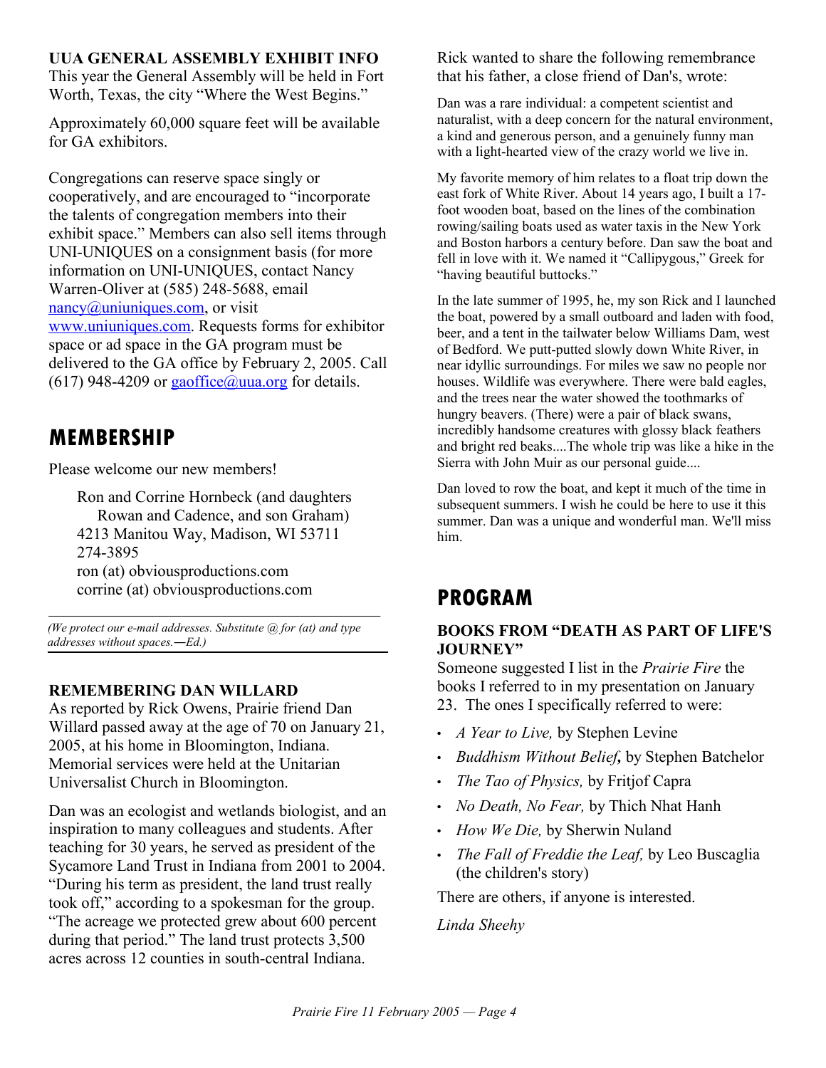**UUA GENERAL ASSEMBLY EXHIBIT INFO**

This year the General Assembly will be held in Fort Worth, Texas, the city "Where the West Begins."

Approximately 60,000 square feet will be available for GA exhibitors.

Congregations can reserve space singly or cooperatively, and are encouraged to "incorporate the talents of congregation members into their exhibit space." Members can also sell items through UNI-UNIQUES on a consignment basis (for more information on UNI-UNIQUES, contact Nancy Warren-Oliver at (585) 248-5688, email nancy@uniuniques.com, or visit www.uniuniques.com. Requests forms for exhibitor space or ad space in the GA program must be delivered to the GA office by February 2, 2005. Call (617) 948-4209 or gaoffice@uua.org for details.

## MEMBERSHIP

Please welcome our new members!

> Ron and Corrine Hornbeck (and daughters Rowan and Cadence, and son Graham)
> 4213 Manitou Way, Madison, WI 53711
> 274-3895
> ron (at) obviousproductions.com
> corrine (at) obviousproductions.com

*(We protect our e-mail addresses. Substitute @ for (at) and type addresses without spaces.—Ed.)*

**REMEMBERING DAN WILLARD**

As reported by Rick Owens, Prairie friend Dan Willard passed away at the age of 70 on January 21, 2005, at his home in Bloomington, Indiana. Memorial services were held at the Unitarian Universalist Church in Bloomington.

Dan was an ecologist and wetlands biologist, and an inspiration to many colleagues and students. After teaching for 30 years, he served as president of the Sycamore Land Trust in Indiana from 2001 to 2004. "During his term as president, the land trust really took off," according to a spokesman for the group. "The acreage we protected grew about 600 percent during that period." The land trust protects 3,500 acres across 12 counties in south-central Indiana.

Rick wanted to share the following remembrance that his father, a close friend of Dan's, wrote:

Dan was a rare individual: a competent scientist and naturalist, with a deep concern for the natural environment, a kind and generous person, and a genuinely funny man with a light-hearted view of the crazy world we live in.

My favorite memory of him relates to a float trip down the east fork of White River. About 14 years ago, I built a 17-foot wooden boat, based on the lines of the combination rowing/sailing boats used as water taxis in the New York and Boston harbors a century before. Dan saw the boat and fell in love with it. We named it "Callipygous," Greek for "having beautiful buttocks."

In the late summer of 1995, he, my son Rick and I launched the boat, powered by a small outboard and laden with food, beer, and a tent in the tailwater below Williams Dam, west of Bedford. We putt-putted slowly down White River, in near idyllic surroundings. For miles we saw no people nor houses. Wildlife was everywhere. There were bald eagles, and the trees near the water showed the toothmarks of hungry beavers. (There) were a pair of black swans, incredibly handsome creatures with glossy black feathers and bright red beaks....The whole trip was like a hike in the Sierra with John Muir as our personal guide....

Dan loved to row the boat, and kept it much of the time in subsequent summers. I wish he could be here to use it this summer. Dan was a unique and wonderful man. We'll miss him.

## PROGRAM

**BOOKS FROM "DEATH AS PART OF LIFE'S JOURNEY"**

Someone suggested I list in the *Prairie Fire* the books I referred to in my presentation on January 23. The ones I specifically referred to were:

- *A Year to Live,* by Stephen Levine
- *Buddhism Without Belief,* by Stephen Batchelor
- *The Tao of Physics,* by Fritjof Capra
- *No Death, No Fear,* by Thich Nhat Hanh
- *How We Die,* by Sherwin Nuland
- *The Fall of Freddie the Leaf,* by Leo Buscaglia (the children's story)

There are others, if anyone is interested.

*Linda Sheehy*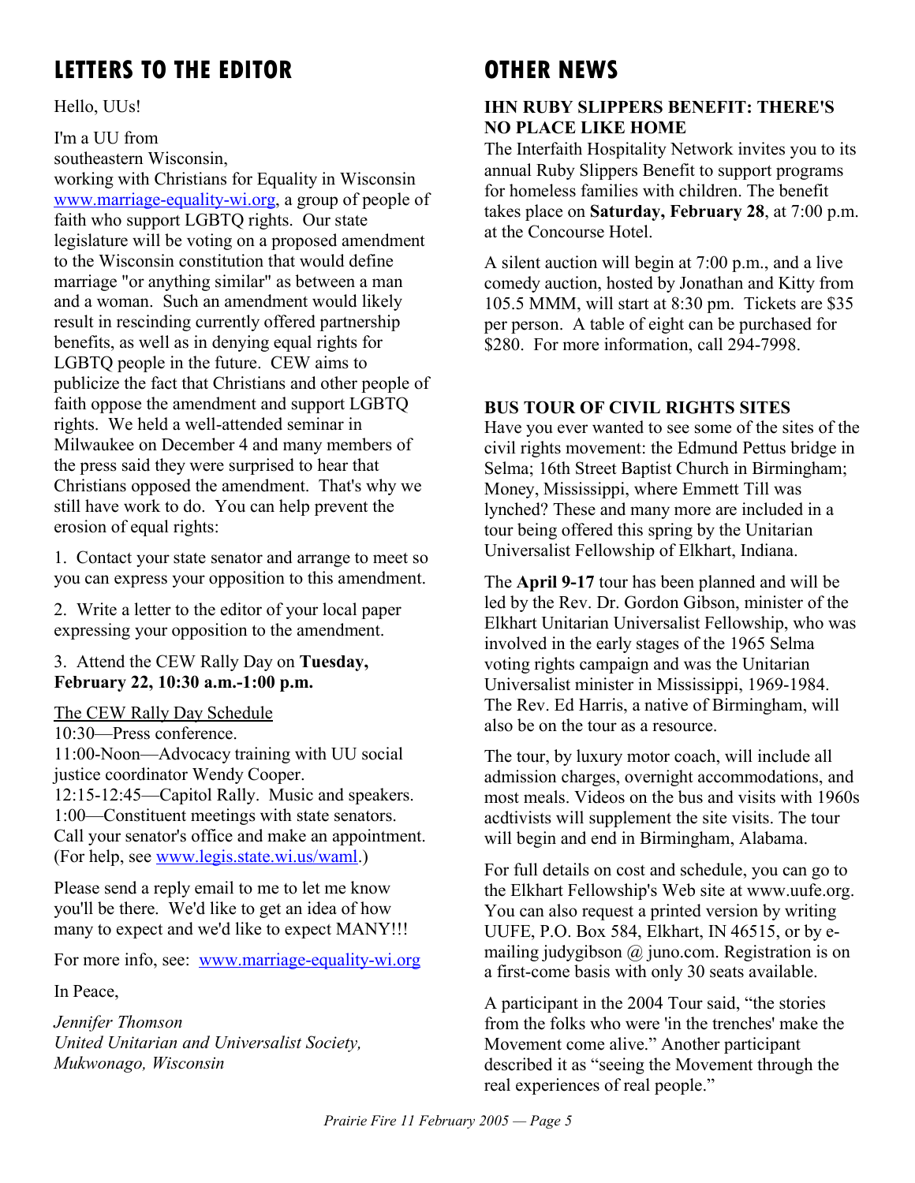## LETTERS TO THE EDITOR

Hello, UUs!

I'm a UU from southeastern Wisconsin, working with Christians for Equality in Wisconsin www.marriage-equality-wi.org, a group of people of faith who support LGBTQ rights. Our state legislature will be voting on a proposed amendment to the Wisconsin constitution that would define marriage "or anything similar" as between a man and a woman. Such an amendment would likely result in rescinding currently offered partnership benefits, as well as in denying equal rights for LGBTQ people in the future. CEW aims to publicize the fact that Christians and other people of faith oppose the amendment and support LGBTQ rights. We held a well-attended seminar in Milwaukee on December 4 and many members of the press said they were surprised to hear that Christians opposed the amendment. That's why we still have work to do. You can help prevent the erosion of equal rights:

1. Contact your state senator and arrange to meet so you can express your opposition to this amendment.

2. Write a letter to the editor of your local paper expressing your opposition to the amendment.

3. Attend the CEW Rally Day on **Tuesday, February 22, 10:30 a.m.-1:00 p.m.**

The CEW Rally Day Schedule
10:30—Press conference.
11:00-Noon—Advocacy training with UU social justice coordinator Wendy Cooper.
12:15-12:45—Capitol Rally. Music and speakers.
1:00—Constituent meetings with state senators. Call your senator's office and make an appointment. (For help, see www.legis.state.wi.us/waml.)

Please send a reply email to me to let me know you'll be there. We'd like to get an idea of how many to expect and we'd like to expect MANY!!!

For more info, see: www.marriage-equality-wi.org

In Peace,

*Jennifer Thomson*
*United Unitarian and Universalist Society, Mukwonago, Wisconsin*

## OTHER NEWS

### IHN RUBY SLIPPERS BENEFIT: THERE'S NO PLACE LIKE HOME

The Interfaith Hospitality Network invites you to its annual Ruby Slippers Benefit to support programs for homeless families with children. The benefit takes place on **Saturday, February 28**, at 7:00 p.m. at the Concourse Hotel.

A silent auction will begin at 7:00 p.m., and a live comedy auction, hosted by Jonathan and Kitty from 105.5 MMM, will start at 8:30 pm. Tickets are $35 per person. A table of eight can be purchased for $280. For more information, call 294-7998.

### BUS TOUR OF CIVIL RIGHTS SITES

Have you ever wanted to see some of the sites of the civil rights movement: the Edmund Pettus bridge in Selma; 16th Street Baptist Church in Birmingham; Money, Mississippi, where Emmett Till was lynched? These and many more are included in a tour being offered this spring by the Unitarian Universalist Fellowship of Elkhart, Indiana.

The **April 9-17** tour has been planned and will be led by the Rev. Dr. Gordon Gibson, minister of the Elkhart Unitarian Universalist Fellowship, who was involved in the early stages of the 1965 Selma voting rights campaign and was the Unitarian Universalist minister in Mississippi, 1969-1984. The Rev. Ed Harris, a native of Birmingham, will also be on the tour as a resource.

The tour, by luxury motor coach, will include all admission charges, overnight accommodations, and most meals. Videos on the bus and visits with 1960s acdtivists will supplement the site visits. The tour will begin and end in Birmingham, Alabama.

For full details on cost and schedule, you can go to the Elkhart Fellowship's Web site at www.uufe.org. You can also request a printed version by writing UUFE, P.O. Box 584, Elkhart, IN 46515, or by e-mailing judygibson @ juno.com. Registration is on a first-come basis with only 30 seats available.

A participant in the 2004 Tour said, "the stories from the folks who were 'in the trenches' make the Movement come alive." Another participant described it as "seeing the Movement through the real experiences of real people."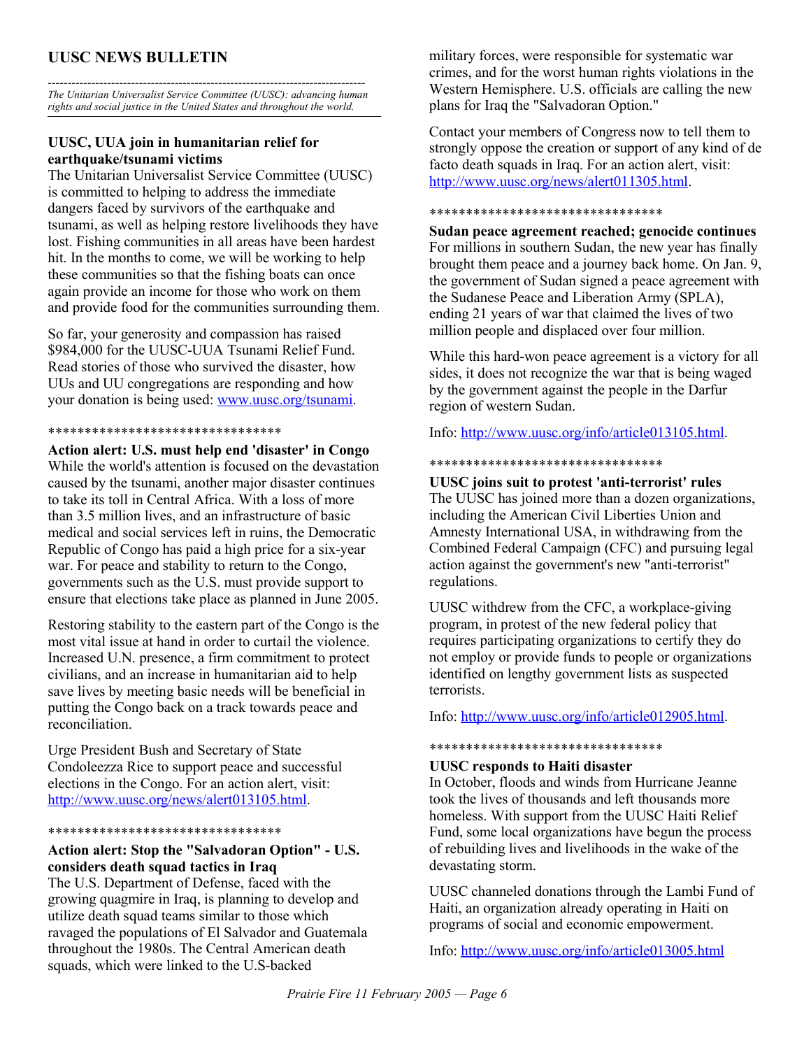## UUSC NEWS BULLETIN

--------------------------------------------------------------------------------

*The Unitarian Universalist Service Committee (UUSC): advancing human rights and social justice in the United States and throughout the world.*

**UUSC, UUA join in humanitarian relief for earthquake/tsunami victims**
The Unitarian Universalist Service Committee (UUSC) is committed to helping to address the immediate dangers faced by survivors of the earthquake and tsunami, as well as helping restore livelihoods they have lost. Fishing communities in all areas have been hardest hit. In the months to come, we will be working to help these communities so that the fishing boats can once again provide an income for those who work on them and provide food for the communities surrounding them.

So far, your generosity and compassion has raised $984,000 for the UUSC-UUA Tsunami Relief Fund. Read stories of those who survived the disaster, how UUs and UU congregations are responding and how your donation is being used: www.uusc.org/tsunami.

********************************

**Action alert: U.S. must help end 'disaster' in Congo**
While the world's attention is focused on the devastation caused by the tsunami, another major disaster continues to take its toll in Central Africa. With a loss of more than 3.5 million lives, and an infrastructure of basic medical and social services left in ruins, the Democratic Republic of Congo has paid a high price for a six-year war. For peace and stability to return to the Congo, governments such as the U.S. must provide support to ensure that elections take place as planned in June 2005.

Restoring stability to the eastern part of the Congo is the most vital issue at hand in order to curtail the violence. Increased U.N. presence, a firm commitment to protect civilians, and an increase in humanitarian aid to help save lives by meeting basic needs will be beneficial in putting the Congo back on a track towards peace and reconciliation.

Urge President Bush and Secretary of State Condoleezza Rice to support peace and successful elections in the Congo. For an action alert, visit: http://www.uusc.org/news/alert013105.html.

********************************

**Action alert: Stop the "Salvadoran Option" - U.S. considers death squad tactics in Iraq**
The U.S. Department of Defense, faced with the growing quagmire in Iraq, is planning to develop and utilize death squad teams similar to those which ravaged the populations of El Salvador and Guatemala throughout the 1980s. The Central American death squads, which were linked to the U.S-backed military forces, were responsible for systematic war crimes, and for the worst human rights violations in the Western Hemisphere. U.S. officials are calling the new plans for Iraq the "Salvadoran Option."

Contact your members of Congress now to tell them to strongly oppose the creation or support of any kind of de facto death squads in Iraq. For an action alert, visit: http://www.uusc.org/news/alert011305.html.

********************************

**Sudan peace agreement reached; genocide continues**
For millions in southern Sudan, the new year has finally brought them peace and a journey back home. On Jan. 9, the government of Sudan signed a peace agreement with the Sudanese Peace and Liberation Army (SPLA), ending 21 years of war that claimed the lives of two million people and displaced over four million.

While this hard-won peace agreement is a victory for all sides, it does not recognize the war that is being waged by the government against the people in the Darfur region of western Sudan.

Info: http://www.uusc.org/info/article013105.html.

********************************

**UUSC joins suit to protest 'anti-terrorist' rules**
The UUSC has joined more than a dozen organizations, including the American Civil Liberties Union and Amnesty International USA, in withdrawing from the Combined Federal Campaign (CFC) and pursuing legal action against the government's new "anti-terrorist" regulations.

UUSC withdrew from the CFC, a workplace-giving program, in protest of the new federal policy that requires participating organizations to certify they do not employ or provide funds to people or organizations identified on lengthy government lists as suspected terrorists.

Info: http://www.uusc.org/info/article012905.html.

********************************

**UUSC responds to Haiti disaster**
In October, floods and winds from Hurricane Jeanne took the lives of thousands and left thousands more homeless. With support from the UUSC Haiti Relief Fund, some local organizations have begun the process of rebuilding lives and livelihoods in the wake of the devastating storm.

UUSC channeled donations through the Lambi Fund of Haiti, an organization already operating in Haiti on programs of social and economic empowerment.

Info: http://www.uusc.org/info/article013005.html